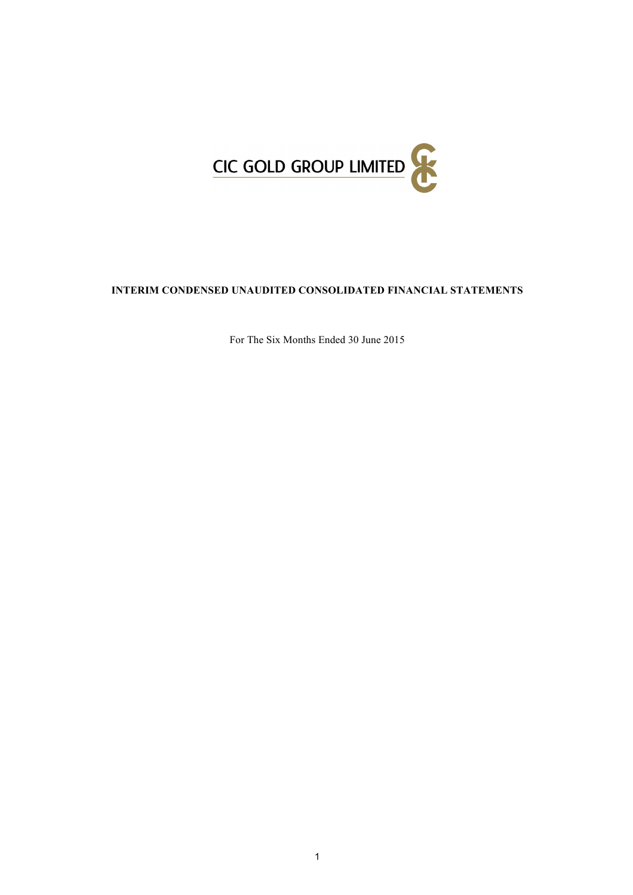CIC GOLD GROUP LIMITED

# INTERIM CONDENSED UNAUDITED CONSOLIDATED FINANCIAL STATEMENTS

For The Six Months Ended 30 June 2015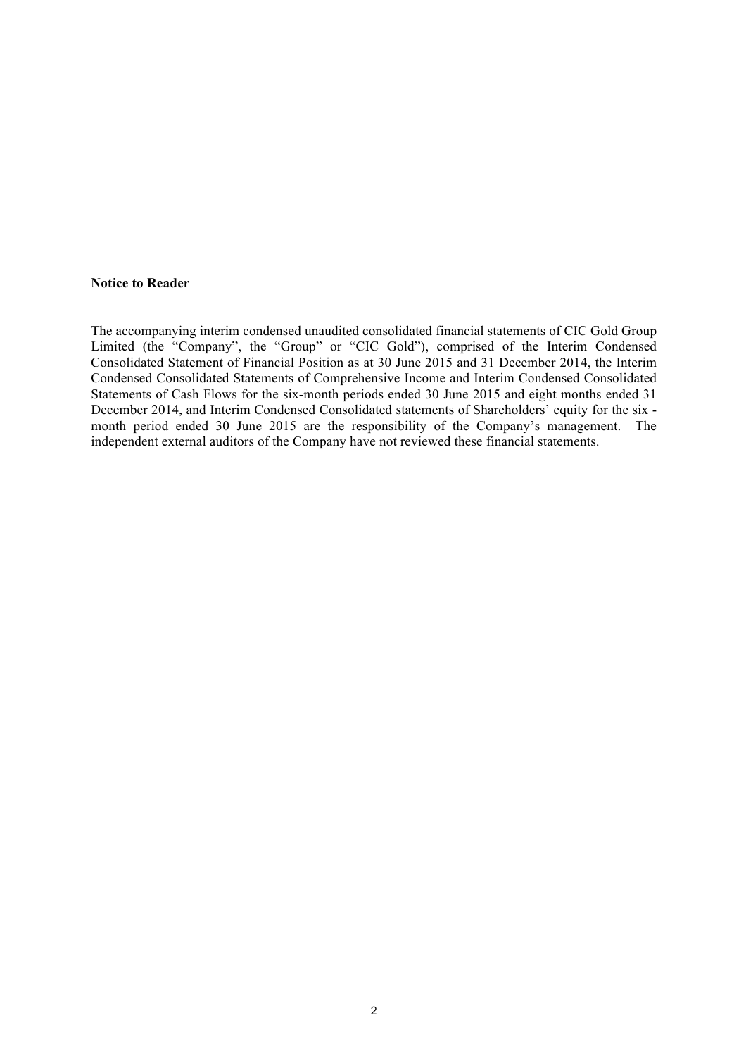**Notice to Reader**

The accompanying interim condensed unaudited consolidated financial statements of CIC Gold Group Limited (the "Company", the "Group" or "CIC Gold"), comprised of the Interim Condensed Consolidated Statement of Financial Position as at 30 June 2015 and 31 December 2014, the Interim Condensed Consolidated Statements of Comprehensive Income and Interim Condensed Consolidated Statements of Cash Flows for the six-month periods ended 30 June 2015 and eight months ended 31 December 2014, and Interim Condensed Consolidated statements of Shareholders' equity for the six - month period ended 30 June 2015 are the responsibility of the Company's management. The independent external auditors of the Company have not reviewed these financial statements.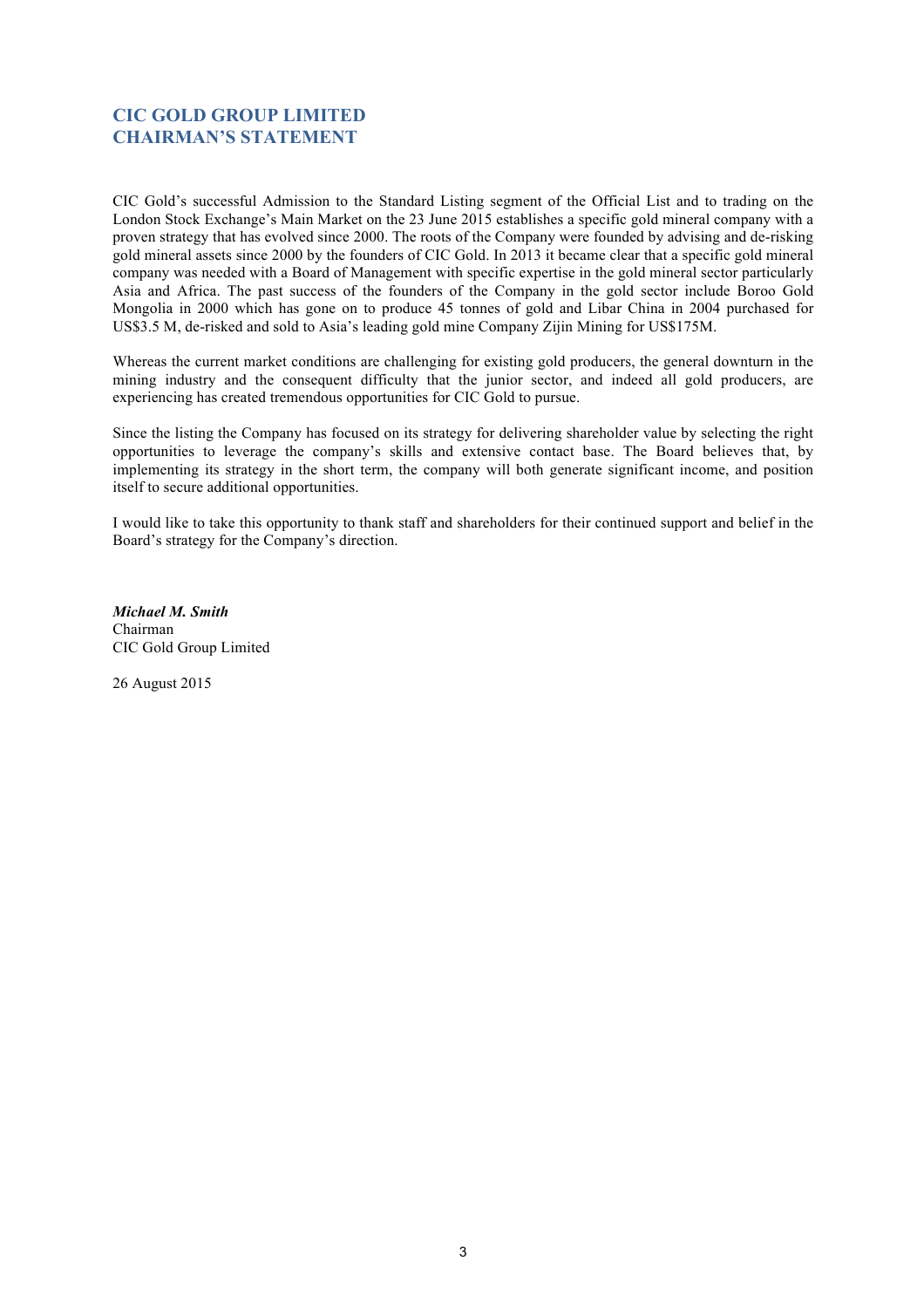# CIC GOLD GROUP LIMITED
# CHAIRMAN'S STATEMENT

CIC Gold's successful Admission to the Standard Listing segment of the Official List and to trading on the London Stock Exchange's Main Market on the 23 June 2015 establishes a specific gold mineral company with a proven strategy that has evolved since 2000. The roots of the Company were founded by advising and de-risking gold mineral assets since 2000 by the founders of CIC Gold. In 2013 it became clear that a specific gold mineral company was needed with a Board of Management with specific expertise in the gold mineral sector particularly Asia and Africa. The past success of the founders of the Company in the gold sector include Boroo Gold Mongolia in 2000 which has gone on to produce 45 tonnes of gold and Libar China in 2004 purchased for US$3.5 M, de-risked and sold to Asia's leading gold mine Company Zijin Mining for US$175M.

Whereas the current market conditions are challenging for existing gold producers, the general downturn in the mining industry and the consequent difficulty that the junior sector, and indeed all gold producers, are experiencing has created tremendous opportunities for CIC Gold to pursue.

Since the listing the Company has focused on its strategy for delivering shareholder value by selecting the right opportunities to leverage the company's skills and extensive contact base. The Board believes that, by implementing its strategy in the short term, the company will both generate significant income, and position itself to secure additional opportunities.

I would like to take this opportunity to thank staff and shareholders for their continued support and belief in the Board's strategy for the Company's direction.

***Michael M. Smith***
Chairman
CIC Gold Group Limited

26 August 2015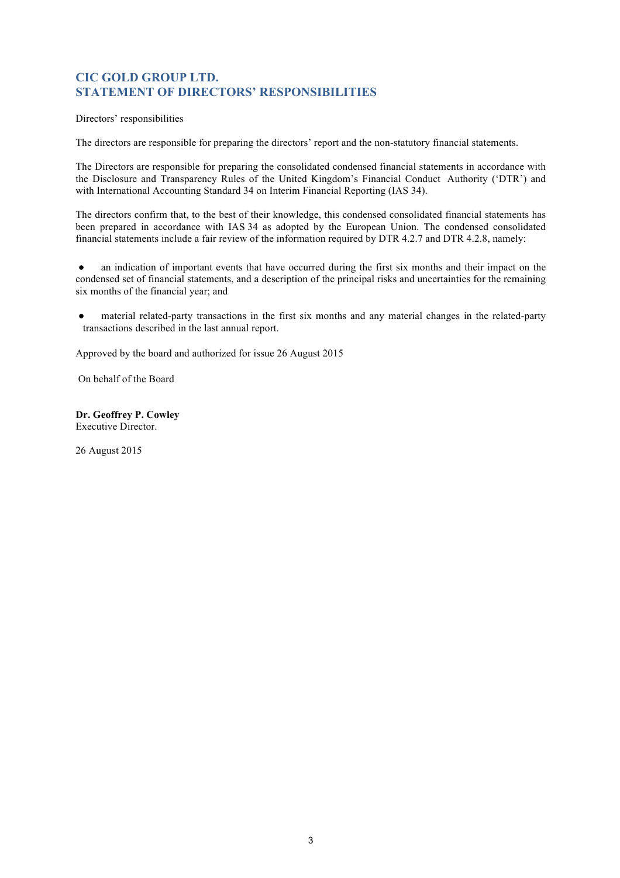# CIC GOLD GROUP LTD.
# STATEMENT OF DIRECTORS' RESPONSIBILITIES

Directors' responsibilities

The directors are responsible for preparing the directors' report and the non-statutory financial statements.

The Directors are responsible for preparing the consolidated condensed financial statements in accordance with the Disclosure and Transparency Rules of the United Kingdom's Financial Conduct Authority ('DTR') and with International Accounting Standard 34 on Interim Financial Reporting (IAS 34).

The directors confirm that, to the best of their knowledge, this condensed consolidated financial statements has been prepared in accordance with IAS 34 as adopted by the European Union. The condensed consolidated financial statements include a fair review of the information required by DTR 4.2.7 and DTR 4.2.8, namely:

- an indication of important events that have occurred during the first six months and their impact on the condensed set of financial statements, and a description of the principal risks and uncertainties for the remaining six months of the financial year; and

- material related-party transactions in the first six months and any material changes in the related-party transactions described in the last annual report.

Approved by the board and authorized for issue 26 August 2015

On behalf of the Board

**Dr. Geoffrey P. Cowley**
Executive Director.

26 August 2015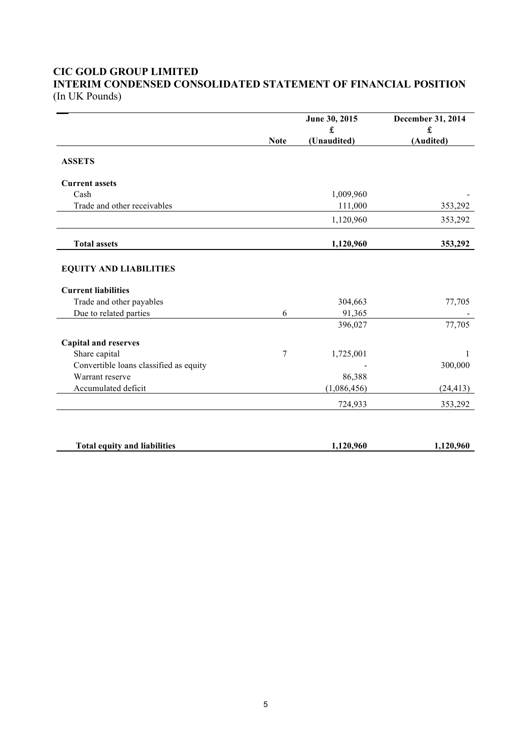# CIC GOLD GROUP LIMITED

## INTERIM CONDENSED CONSOLIDATED STATEMENT OF FINANCIAL POSITION

(In UK Pounds)

| | Note | June 30, 2015<br>£<br>(Unaudited) | December 31, 2014<br>£<br>(Audited) |
|---|---|---|---|
| **ASSETS** | | | |
| **Current assets** | | | |
| Cash | | 1,009,960 | - |
| Trade and other receivables | | 111,000 | 353,292 |
| | | 1,120,960 | 353,292 |
| **Total assets** | | **1,120,960** | **353,292** |
| **EQUITY AND LIABILITIES** | | | |
| **Current liabilities** | | | |
| Trade and other payables | | 304,663 | 77,705 |
| Due to related parties | 6 | 91,365 | - |
| | | 396,027 | 77,705 |
| **Capital and reserves** | | | |
| Share capital | 7 | 1,725,001 | 1 |
| Convertible loans classified as equity | | - | 300,000 |
| Warrant reserve | | 86,388 | |
| Accumulated deficit | | (1,086,456) | (24,413) |
| | | 724,933 | 353,292 |
| **Total equity and liabilities** | | **1,120,960** | **1,120,960** |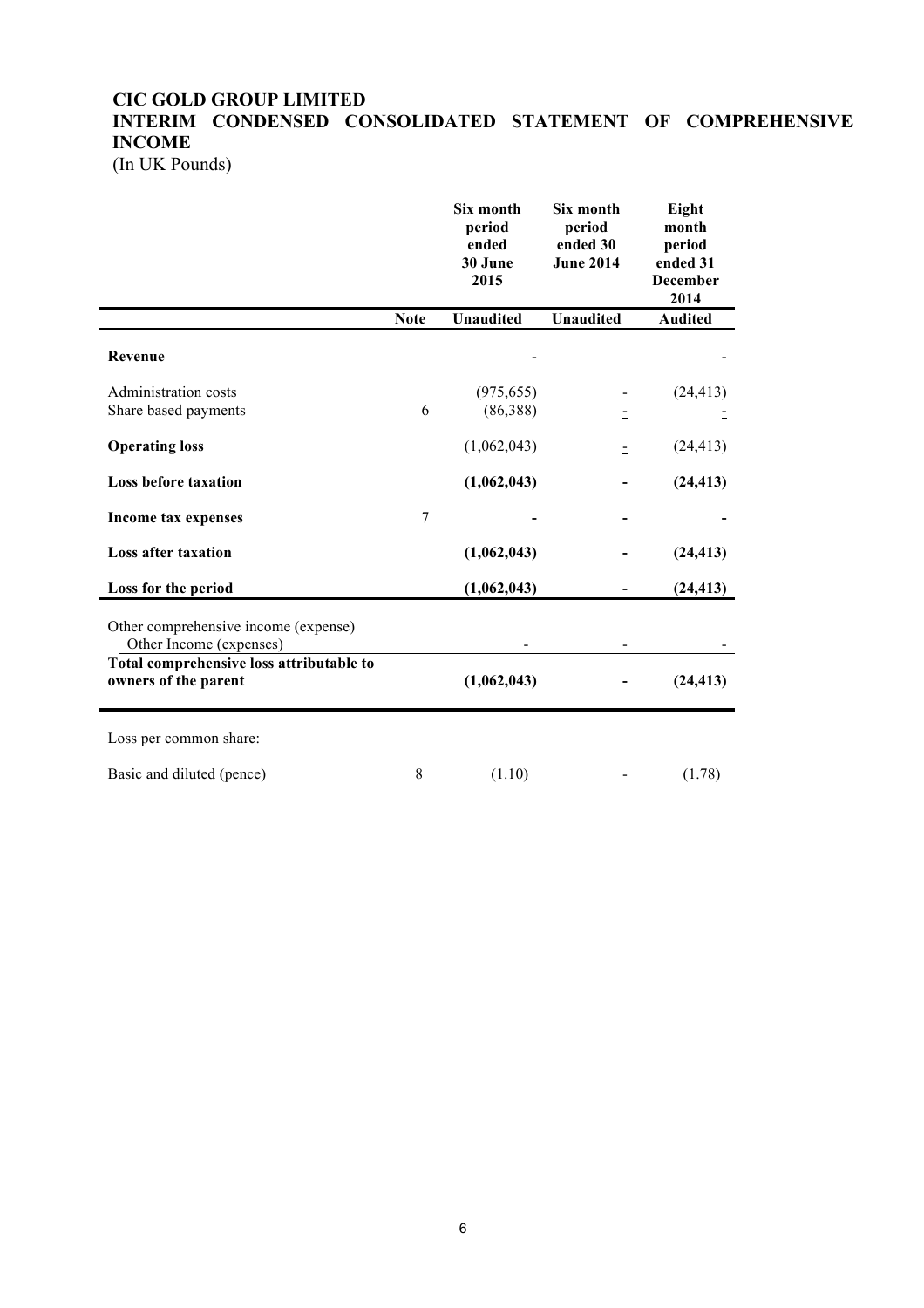# CIC GOLD GROUP LIMITED

## INTERIM CONDENSED CONSOLIDATED STATEMENT OF COMPREHENSIVE INCOME

(In UK Pounds)

| | Note | Six month period ended 30 June 2015 | Six month period ended 30 June 2014 | Eight month period ended 31 December 2014 |
|---|---|---|---|---|
| | | **Unaudited** | **Unaudited** | **Audited** |
| **Revenue** | | - | | - |
| Administration costs | | (975,655) | - | (24,413) |
| Share based payments | 6 | (86,388) | - | - |
| **Operating loss** | | (1,062,043) | - | (24,413) |
| **Loss before taxation** | | **(1,062,043)** | **-** | **(24,413)** |
| **Income tax expenses** | 7 | **-** | **-** | **-** |
| **Loss after taxation** | | **(1,062,043)** | **-** | **(24,413)** |
| **Loss for the period** | | **(1,062,043)** | **-** | **(24,413)** |
| Other comprehensive income (expense) | | | | |
| Other Income (expenses) | | - | - | - |
| **Total comprehensive loss attributable to owners of the parent** | | **(1,062,043)** | **-** | **(24,413)** |
| Loss per common share: | | | | |
| Basic and diluted (pence) | 8 | (1.10) | - | (1.78) |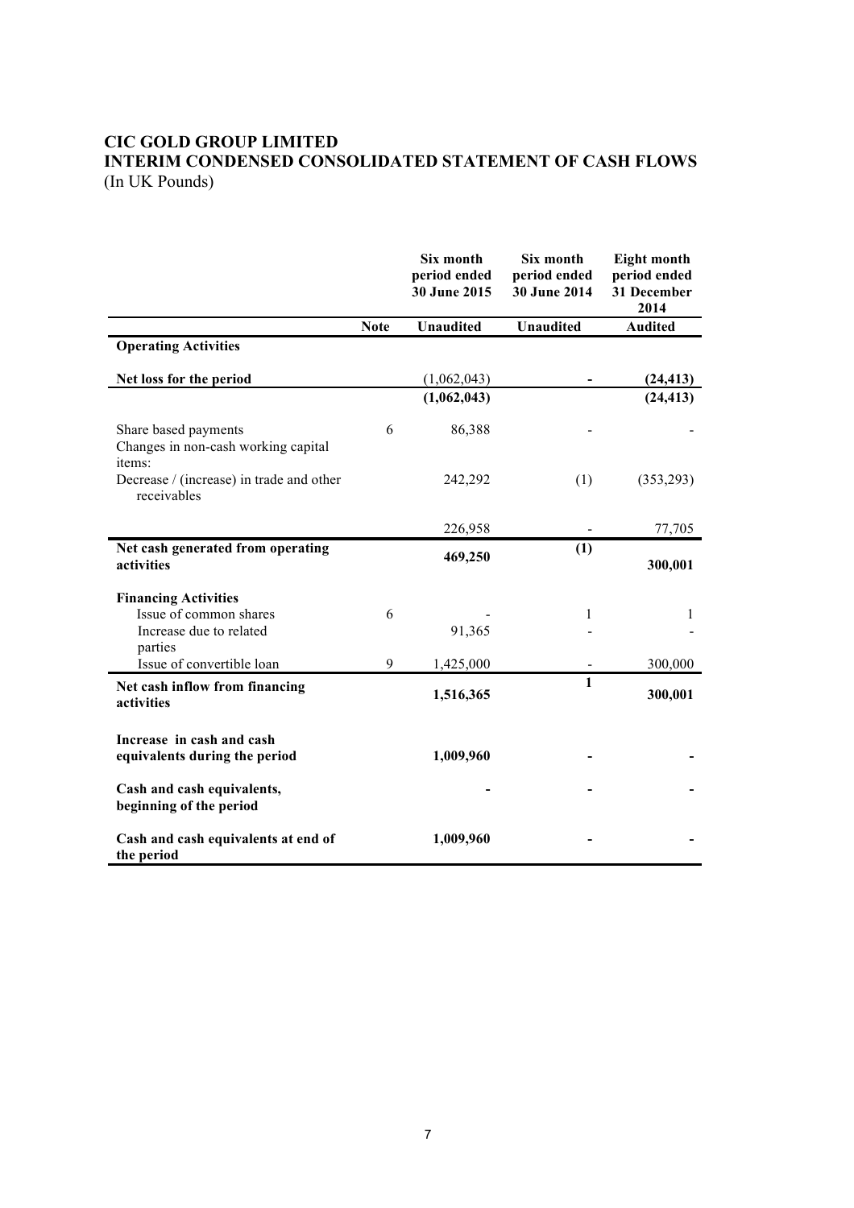# CIC GOLD GROUP LIMITED
## INTERIM CONDENSED CONSOLIDATED STATEMENT OF CASH FLOWS
(In UK Pounds)

| | Note | Six month period ended 30 June 2015 | Six month period ended 30 June 2014 | Eight month period ended 31 December 2014 |
|---|---|---|---|---|
| | | **Unaudited** | **Unaudited** | **Audited** |
| **Operating Activities** | | | | |
| **Net loss for the period** | | (1,062,043) | - | **(24,413)** |
| | | **(1,062,043)** | | **(24,413)** |
| Share based payments | 6 | 86,388 | - | - |
| Changes in non-cash working capital items: | | | | |
| Decrease / (increase) in trade and other receivables | | 242,292 | (1) | (353,293) |
| | | 226,958 | - | 77,705 |
| **Net cash generated from operating activities** | | **469,250** | **(1)** | **300,001** |
| **Financing Activities** | | | | |
| Issue of common shares | 6 | - | 1 | 1 |
| Increase due to related parties | | 91,365 | - | - |
| Issue of convertible loan | 9 | 1,425,000 | - | 300,000 |
| **Net cash inflow from financing activities** | | **1,516,365** | **1** | **300,001** |
| **Increase in cash and cash equivalents during the period** | | **1,009,960** | **-** | **-** |
| **Cash and cash equivalents, beginning of the period** | | **-** | **-** | **-** |
| **Cash and cash equivalents at end of the period** | | **1,009,960** | **-** | **-** |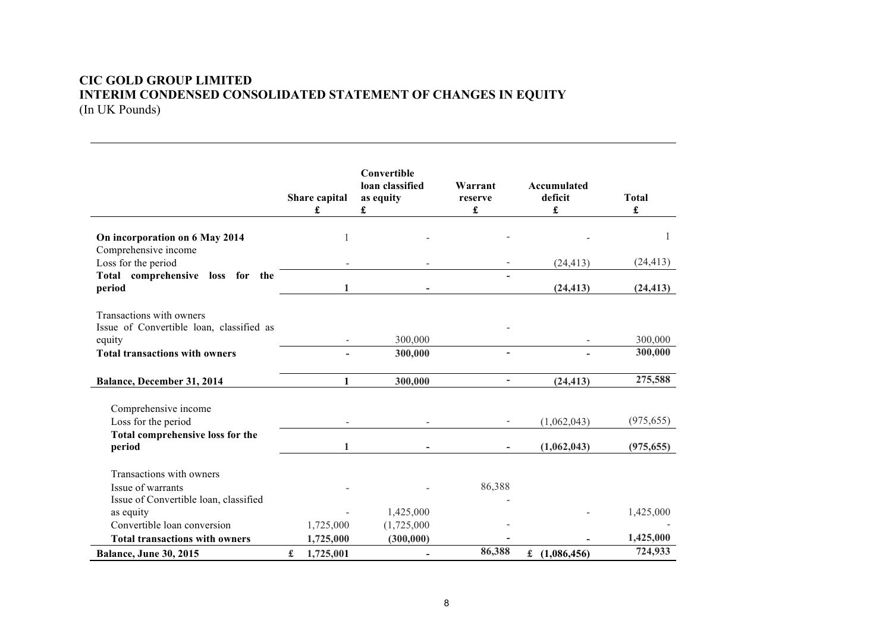# CIC GOLD GROUP LIMITED
## INTERIM CONDENSED CONSOLIDATED STATEMENT OF CHANGES IN EQUITY
(In UK Pounds)

| | Share capital £ | Convertible loan classified as equity £ | Warrant reserve £ | Accumulated deficit £ | Total £ |
|---|---|---|---|---|---|
| **On incorporation on 6 May 2014** | 1 | - | - | - | 1 |
| Comprehensive income | | | | | |
| Loss for the period | - | - | - | (24,413) | (24,413) |
| **Total comprehensive loss for the period** | **1** | **-** | **-** | **(24,413)** | **(24,413)** |
| Transactions with owners | | | | | |
| Issue of Convertible loan, classified as equity | - | 300,000 | - | - | 300,000 |
| **Total transactions with owners** | **-** | **300,000** | **-** | **-** | **300,000** |
| **Balance, December 31, 2014** | **1** | **300,000** | **-** | **(24,413)** | **275,588** |
| Comprehensive income | | | | | |
| Loss for the period | - | - | - | (1,062,043) | (975,655) |
| **Total comprehensive loss for the period** | **1** | **-** | **-** | **(1,062,043)** | **(975,655)** |
| Transactions with owners | | | | | |
| Issue of warrants | - | - | 86,388 | | |
| Issue of Convertible loan, classified as equity | - | 1,425,000 | - | - | 1,425,000 |
| Convertible loan conversion | 1,725,000 | (1,725,000 | - | | - |
| **Total transactions with owners** | **1,725,000** | **(300,000)** | **-** | **-** | **1,425,000** |
| **Balance, June 30, 2015** | **£ 1,725,001** | **-** | **86,388** | **£ (1,086,456)** | **724,933** |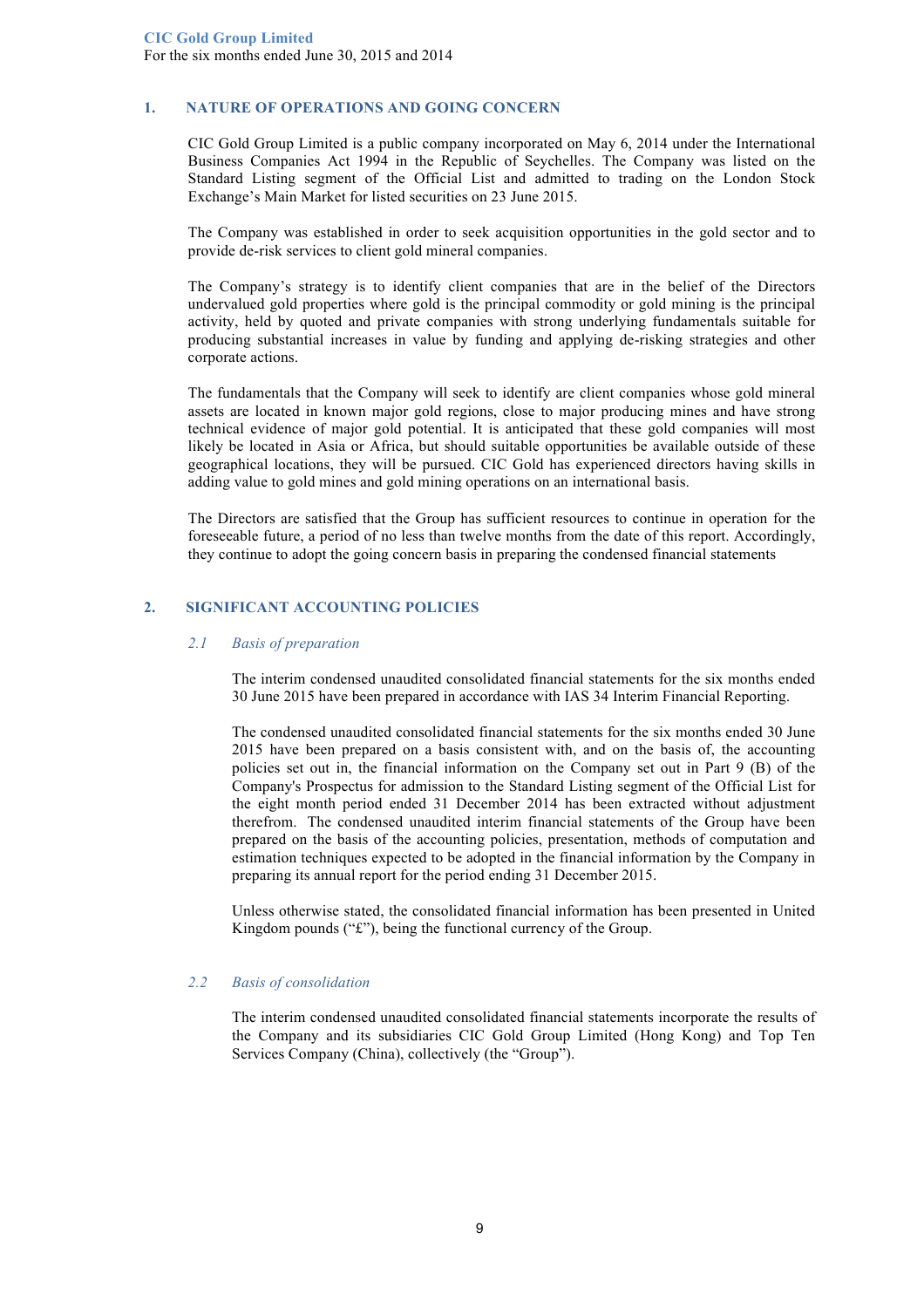## 1. NATURE OF OPERATIONS AND GOING CONCERN

CIC Gold Group Limited is a public company incorporated on May 6, 2014 under the International Business Companies Act 1994 in the Republic of Seychelles. The Company was listed on the Standard Listing segment of the Official List and admitted to trading on the London Stock Exchange's Main Market for listed securities on 23 June 2015.

The Company was established in order to seek acquisition opportunities in the gold sector and to provide de-risk services to client gold mineral companies.

The Company's strategy is to identify client companies that are in the belief of the Directors undervalued gold properties where gold is the principal commodity or gold mining is the principal activity, held by quoted and private companies with strong underlying fundamentals suitable for producing substantial increases in value by funding and applying de-risking strategies and other corporate actions.

The fundamentals that the Company will seek to identify are client companies whose gold mineral assets are located in known major gold regions, close to major producing mines and have strong technical evidence of major gold potential. It is anticipated that these gold companies will most likely be located in Asia or Africa, but should suitable opportunities be available outside of these geographical locations, they will be pursued. CIC Gold has experienced directors having skills in adding value to gold mines and gold mining operations on an international basis.

The Directors are satisfied that the Group has sufficient resources to continue in operation for the foreseeable future, a period of no less than twelve months from the date of this report. Accordingly, they continue to adopt the going concern basis in preparing the condensed financial statements

## 2. SIGNIFICANT ACCOUNTING POLICIES

### *2.1 Basis of preparation*

The interim condensed unaudited consolidated financial statements for the six months ended 30 June 2015 have been prepared in accordance with IAS 34 Interim Financial Reporting.

The condensed unaudited consolidated financial statements for the six months ended 30 June 2015 have been prepared on a basis consistent with, and on the basis of, the accounting policies set out in, the financial information on the Company set out in Part 9 (B) of the Company's Prospectus for admission to the Standard Listing segment of the Official List for the eight month period ended 31 December 2014 has been extracted without adjustment therefrom. The condensed unaudited interim financial statements of the Group have been prepared on the basis of the accounting policies, presentation, methods of computation and estimation techniques expected to be adopted in the financial information by the Company in preparing its annual report for the period ending 31 December 2015.

Unless otherwise stated, the consolidated financial information has been presented in United Kingdom pounds ("£"), being the functional currency of the Group.

### *2.2 Basis of consolidation*

The interim condensed unaudited consolidated financial statements incorporate the results of the Company and its subsidiaries CIC Gold Group Limited (Hong Kong) and Top Ten Services Company (China), collectively (the "Group").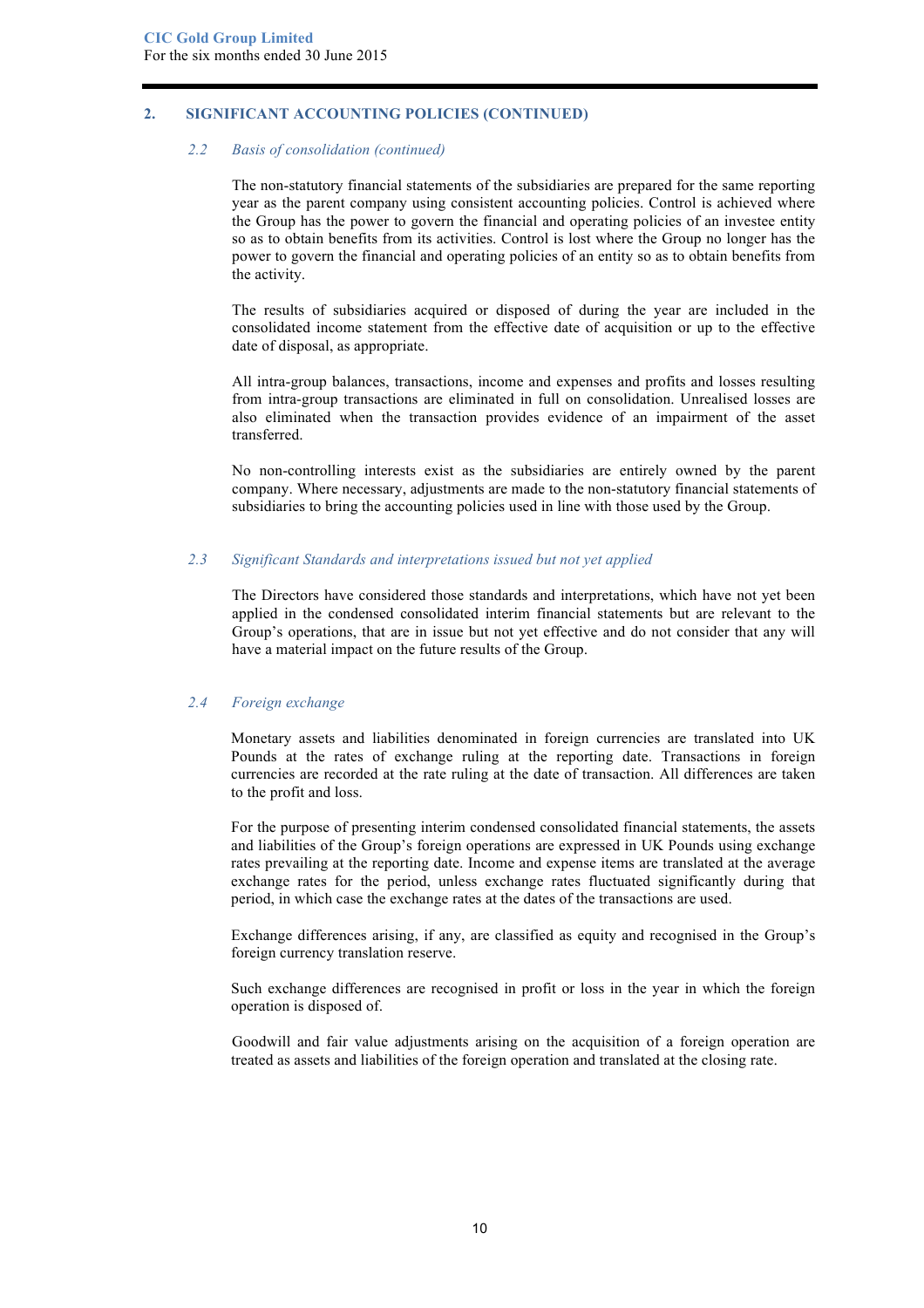## 2. SIGNIFICANT ACCOUNTING POLICIES (CONTINUED)

### *2.2 Basis of consolidation (continued)*

The non-statutory financial statements of the subsidiaries are prepared for the same reporting year as the parent company using consistent accounting policies. Control is achieved where the Group has the power to govern the financial and operating policies of an investee entity so as to obtain benefits from its activities. Control is lost where the Group no longer has the power to govern the financial and operating policies of an entity so as to obtain benefits from the activity.

The results of subsidiaries acquired or disposed of during the year are included in the consolidated income statement from the effective date of acquisition or up to the effective date of disposal, as appropriate.

All intra-group balances, transactions, income and expenses and profits and losses resulting from intra-group transactions are eliminated in full on consolidation. Unrealised losses are also eliminated when the transaction provides evidence of an impairment of the asset transferred.

No non-controlling interests exist as the subsidiaries are entirely owned by the parent company. Where necessary, adjustments are made to the non-statutory financial statements of subsidiaries to bring the accounting policies used in line with those used by the Group.

### *2.3 Significant Standards and interpretations issued but not yet applied*

The Directors have considered those standards and interpretations, which have not yet been applied in the condensed consolidated interim financial statements but are relevant to the Group's operations, that are in issue but not yet effective and do not consider that any will have a material impact on the future results of the Group.

### *2.4 Foreign exchange*

Monetary assets and liabilities denominated in foreign currencies are translated into UK Pounds at the rates of exchange ruling at the reporting date. Transactions in foreign currencies are recorded at the rate ruling at the date of transaction. All differences are taken to the profit and loss.

For the purpose of presenting interim condensed consolidated financial statements, the assets and liabilities of the Group's foreign operations are expressed in UK Pounds using exchange rates prevailing at the reporting date. Income and expense items are translated at the average exchange rates for the period, unless exchange rates fluctuated significantly during that period, in which case the exchange rates at the dates of the transactions are used.

Exchange differences arising, if any, are classified as equity and recognised in the Group's foreign currency translation reserve.

Such exchange differences are recognised in profit or loss in the year in which the foreign operation is disposed of.

Goodwill and fair value adjustments arising on the acquisition of a foreign operation are treated as assets and liabilities of the foreign operation and translated at the closing rate.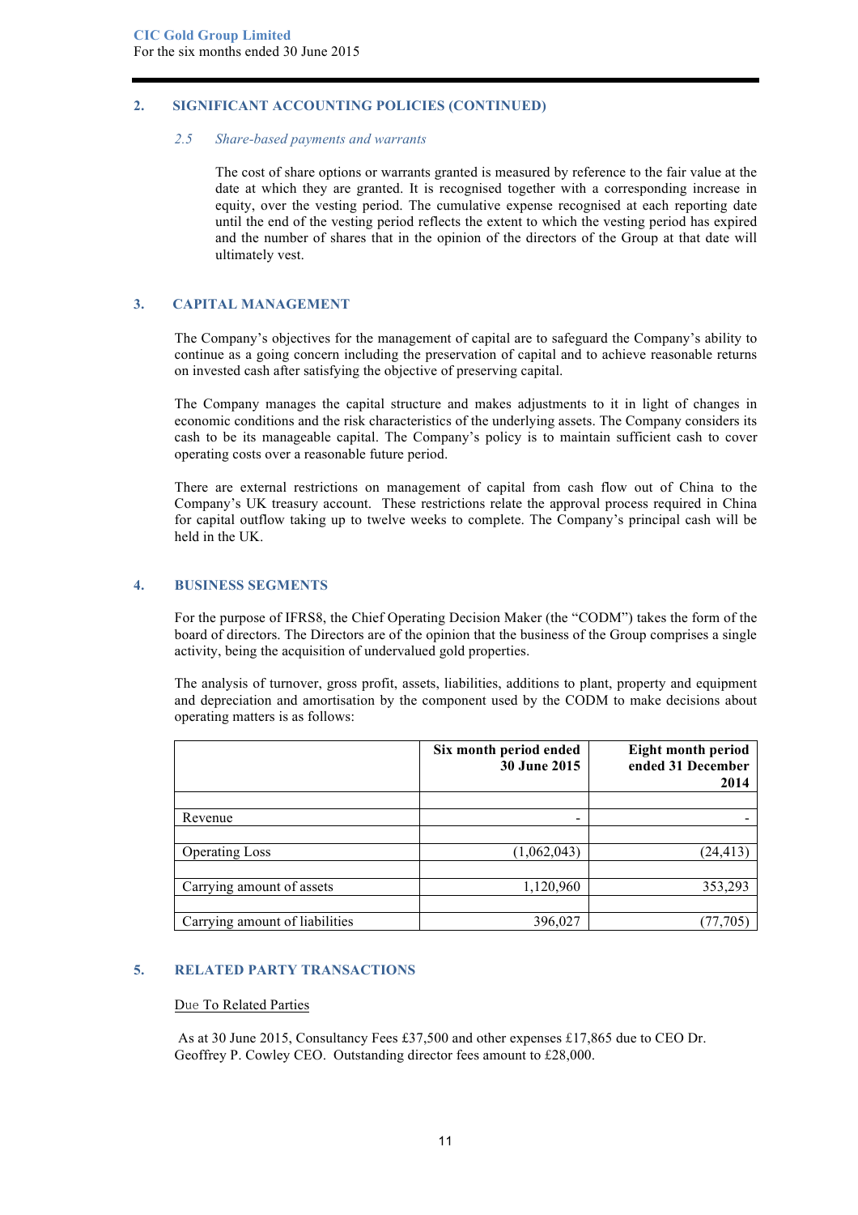## 2. SIGNIFICANT ACCOUNTING POLICIES (CONTINUED)

### *2.5 Share-based payments and warrants*

The cost of share options or warrants granted is measured by reference to the fair value at the date at which they are granted. It is recognised together with a corresponding increase in equity, over the vesting period. The cumulative expense recognised at each reporting date until the end of the vesting period reflects the extent to which the vesting period has expired and the number of shares that in the opinion of the directors of the Group at that date will ultimately vest.

## 3. CAPITAL MANAGEMENT

The Company's objectives for the management of capital are to safeguard the Company's ability to continue as a going concern including the preservation of capital and to achieve reasonable returns on invested cash after satisfying the objective of preserving capital.

The Company manages the capital structure and makes adjustments to it in light of changes in economic conditions and the risk characteristics of the underlying assets. The Company considers its cash to be its manageable capital. The Company's policy is to maintain sufficient cash to cover operating costs over a reasonable future period.

There are external restrictions on management of capital from cash flow out of China to the Company's UK treasury account. These restrictions relate the approval process required in China for capital outflow taking up to twelve weeks to complete. The Company's principal cash will be held in the UK.

## 4. BUSINESS SEGMENTS

For the purpose of IFRS8, the Chief Operating Decision Maker (the "CODM") takes the form of the board of directors. The Directors are of the opinion that the business of the Group comprises a single activity, being the acquisition of undervalued gold properties.

The analysis of turnover, gross profit, assets, liabilities, additions to plant, property and equipment and depreciation and amortisation by the component used by the CODM to make decisions about operating matters is as follows:

| | **Six month period ended 30 June 2015** | **Eight month period ended 31 December 2014** |
|---|---|---|
| Revenue | - | - |
| Operating Loss | (1,062,043) | (24,413) |
| Carrying amount of assets | 1,120,960 | 353,293 |
| Carrying amount of liabilities | 396,027 | (77,705) |

## 5. RELATED PARTY TRANSACTIONS

Due To Related Parties

As at 30 June 2015, Consultancy Fees £37,500 and other expenses £17,865 due to CEO Dr. Geoffrey P. Cowley CEO. Outstanding director fees amount to £28,000.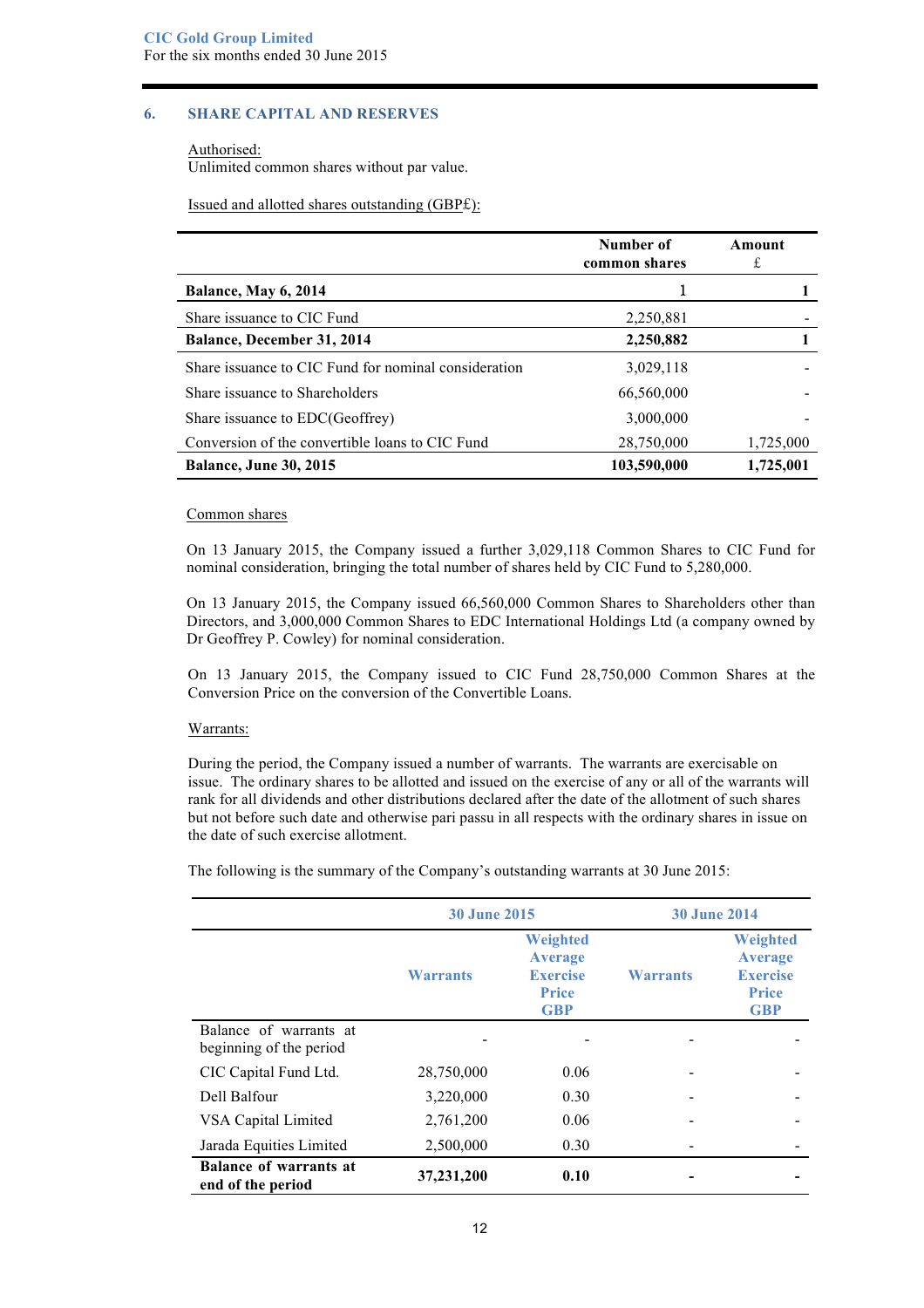## 6. SHARE CAPITAL AND RESERVES

Authorised:
Unlimited common shares without par value.

Issued and allotted shares outstanding (GBP£):

| | Number of common shares | Amount £ |
|---|---|---|
| **Balance, May 6, 2014** | 1 | **1** |
| Share issuance to CIC Fund | 2,250,881 | - |
| **Balance, December 31, 2014** | **2,250,882** | **1** |
| Share issuance to CIC Fund for nominal consideration | 3,029,118 | - |
| Share issuance to Shareholders | 66,560,000 | - |
| Share issuance to EDC(Geoffrey) | 3,000,000 | - |
| Conversion of the convertible loans to CIC Fund | 28,750,000 | 1,725,000 |
| **Balance, June 30, 2015** | **103,590,000** | **1,725,001** |

Common shares

On 13 January 2015, the Company issued a further 3,029,118 Common Shares to CIC Fund for nominal consideration, bringing the total number of shares held by CIC Fund to 5,280,000.

On 13 January 2015, the Company issued 66,560,000 Common Shares to Shareholders other than Directors, and 3,000,000 Common Shares to EDC International Holdings Ltd (a company owned by Dr Geoffrey P. Cowley) for nominal consideration.

On 13 January 2015, the Company issued to CIC Fund 28,750,000 Common Shares at the Conversion Price on the conversion of the Convertible Loans.

Warrants:

During the period, the Company issued a number of warrants. The warrants are exercisable on issue. The ordinary shares to be allotted and issued on the exercise of any or all of the warrants will rank for all dividends and other distributions declared after the date of the allotment of such shares but not before such date and otherwise pari passu in all respects with the ordinary shares in issue on the date of such exercise allotment.

The following is the summary of the Company's outstanding warrants at 30 June 2015:

| | 30 June 2015 | | 30 June 2014 | |
|---|---|---|---|---|
| | Warrants | Weighted Average Exercise Price GBP | Warrants | Weighted Average Exercise Price GBP |
| Balance of warrants at beginning of the period | - | - | - | - |
| CIC Capital Fund Ltd. | 28,750,000 | 0.06 | - | - |
| Dell Balfour | 3,220,000 | 0.30 | - | - |
| VSA Capital Limited | 2,761,200 | 0.06 | - | - |
| Jarada Equities Limited | 2,500,000 | 0.30 | - | - |
| **Balance of warrants at end of the period** | **37,231,200** | **0.10** | **-** | **-** |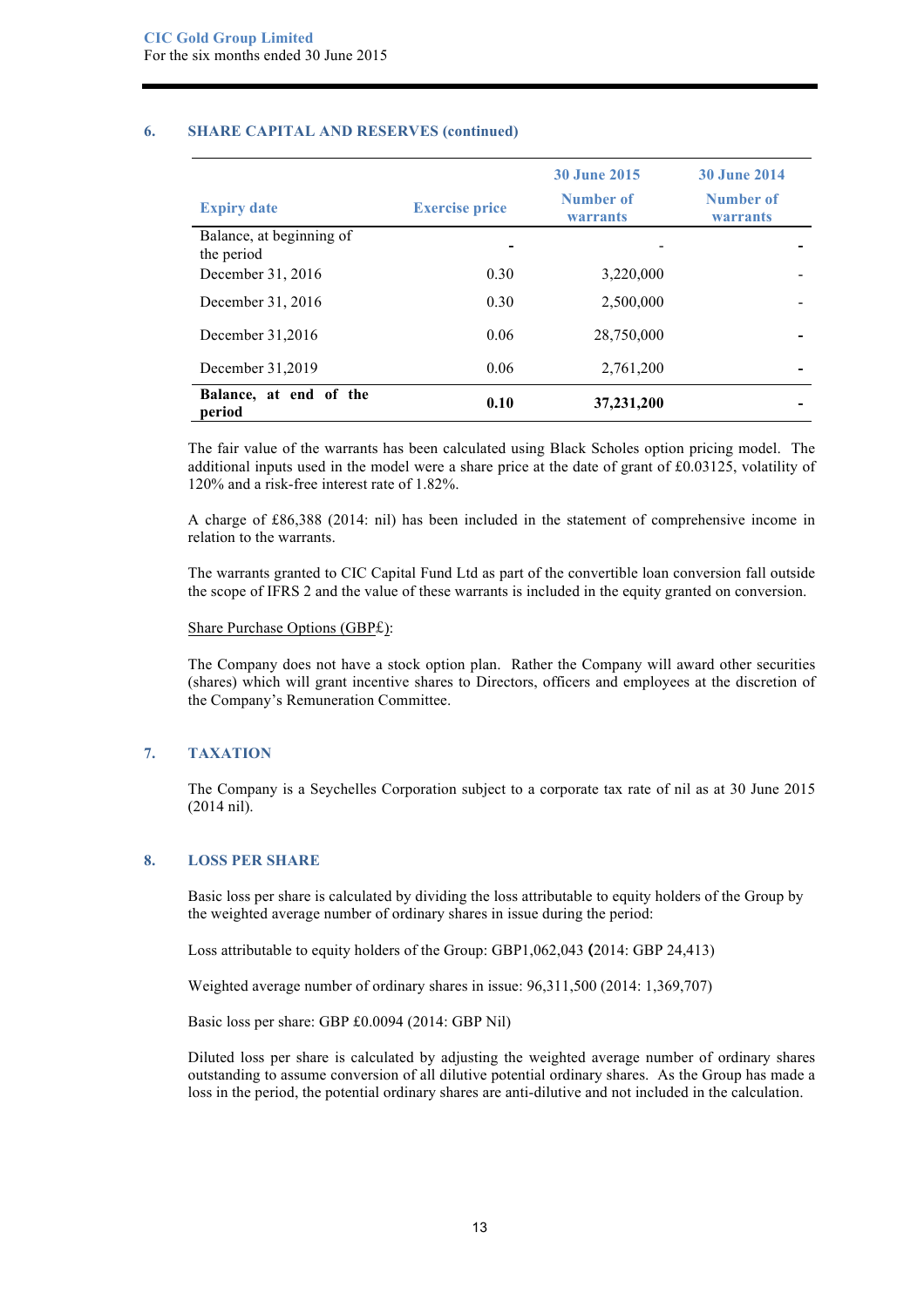## 6. SHARE CAPITAL AND RESERVES (continued)

| Expiry date | Exercise price | 30 June 2015 Number of warrants | 30 June 2014 Number of warrants |
|---|---|---|---|
| Balance, at beginning of the period | - | - | - |
| December 31, 2016 | 0.30 | 3,220,000 | - |
| December 31, 2016 | 0.30 | 2,500,000 | - |
| December 31,2016 | 0.06 | 28,750,000 | - |
| December 31,2019 | 0.06 | 2,761,200 | - |
| **Balance, at end of the period** | **0.10** | **37,231,200** | **-** |

The fair value of the warrants has been calculated using Black Scholes option pricing model. The additional inputs used in the model were a share price at the date of grant of £0.03125, volatility of 120% and a risk-free interest rate of 1.82%.

A charge of £86,388 (2014: nil) has been included in the statement of comprehensive income in relation to the warrants.

The warrants granted to CIC Capital Fund Ltd as part of the convertible loan conversion fall outside the scope of IFRS 2 and the value of these warrants is included in the equity granted on conversion.

Share Purchase Options (GBP£):

The Company does not have a stock option plan. Rather the Company will award other securities (shares) which will grant incentive shares to Directors, officers and employees at the discretion of the Company's Remuneration Committee.

## 7. TAXATION

The Company is a Seychelles Corporation subject to a corporate tax rate of nil as at 30 June 2015 (2014 nil).

## 8. LOSS PER SHARE

Basic loss per share is calculated by dividing the loss attributable to equity holders of the Group by the weighted average number of ordinary shares in issue during the period:

Loss attributable to equity holders of the Group: GBP1,062,043 (2014: GBP 24,413)

Weighted average number of ordinary shares in issue: 96,311,500 (2014: 1,369,707)

Basic loss per share: GBP £0.0094 (2014: GBP Nil)

Diluted loss per share is calculated by adjusting the weighted average number of ordinary shares outstanding to assume conversion of all dilutive potential ordinary shares. As the Group has made a loss in the period, the potential ordinary shares are anti-dilutive and not included in the calculation.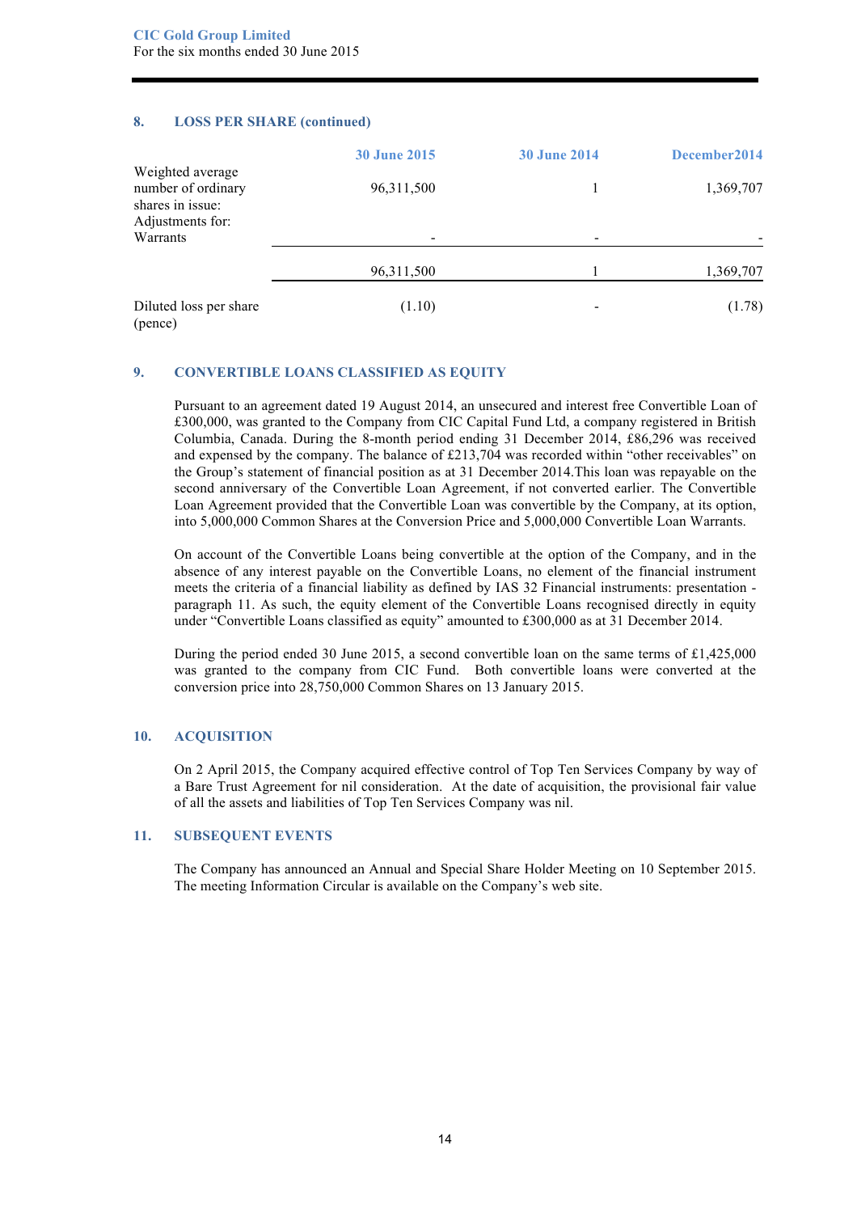### 8. LOSS PER SHARE (continued)

| | 30 June 2015 | 30 June 2014 | December2014 |
|---|---|---|---|
| Weighted average number of ordinary shares in issue: | 96,311,500 | 1 | 1,369,707 |
| Adjustments for: Warrants | - | - | - |
| | 96,311,500 | 1 | 1,369,707 |
| Diluted loss per share (pence) | (1.10) | - | (1.78) |

### 9. CONVERTIBLE LOANS CLASSIFIED AS EQUITY

Pursuant to an agreement dated 19 August 2014, an unsecured and interest free Convertible Loan of £300,000, was granted to the Company from CIC Capital Fund Ltd, a company registered in British Columbia, Canada. During the 8-month period ending 31 December 2014, £86,296 was received and expensed by the company. The balance of £213,704 was recorded within "other receivables" on the Group's statement of financial position as at 31 December 2014.This loan was repayable on the second anniversary of the Convertible Loan Agreement, if not converted earlier. The Convertible Loan Agreement provided that the Convertible Loan was convertible by the Company, at its option, into 5,000,000 Common Shares at the Conversion Price and 5,000,000 Convertible Loan Warrants.

On account of the Convertible Loans being convertible at the option of the Company, and in the absence of any interest payable on the Convertible Loans, no element of the financial instrument meets the criteria of a financial liability as defined by IAS 32 Financial instruments: presentation - paragraph 11. As such, the equity element of the Convertible Loans recognised directly in equity under "Convertible Loans classified as equity" amounted to £300,000 as at 31 December 2014.

During the period ended 30 June 2015, a second convertible loan on the same terms of £1,425,000 was granted to the company from CIC Fund. Both convertible loans were converted at the conversion price into 28,750,000 Common Shares on 13 January 2015.

### 10. ACQUISITION

On 2 April 2015, the Company acquired effective control of Top Ten Services Company by way of a Bare Trust Agreement for nil consideration. At the date of acquisition, the provisional fair value of all the assets and liabilities of Top Ten Services Company was nil.

### 11. SUBSEQUENT EVENTS

The Company has announced an Annual and Special Share Holder Meeting on 10 September 2015. The meeting Information Circular is available on the Company's web site.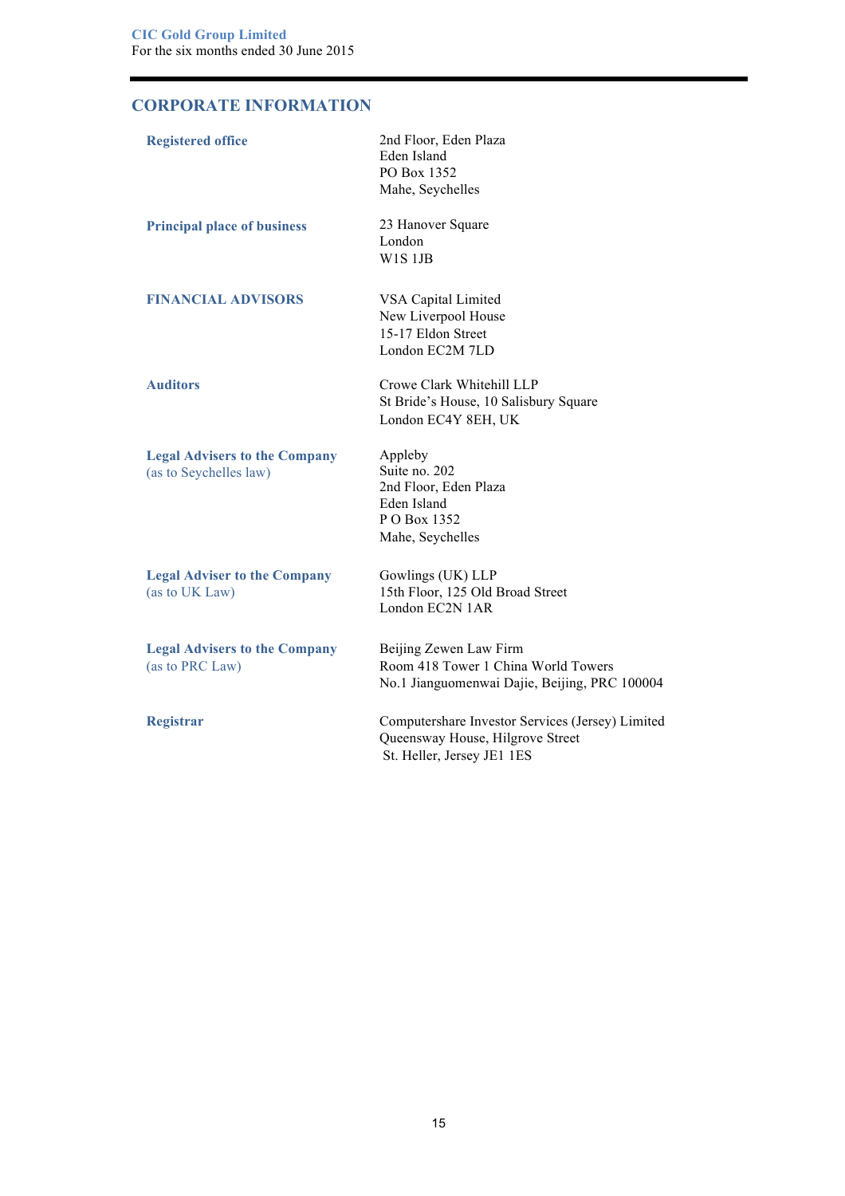## CORPORATE INFORMATION

| | |
|---|---|
| **Registered office** | 2nd Floor, Eden Plaza<br>Eden Island<br>PO Box 1352<br>Mahe, Seychelles |
| **Principal place of business** | 23 Hanover Square<br>London<br>W1S 1JB |
| **FINANCIAL ADVISORS** | VSA Capital Limited<br>New Liverpool House<br>15-17 Eldon Street<br>London EC2M 7LD |
| **Auditors** | Crowe Clark Whitehill LLP<br>St Bride's House, 10 Salisbury Square<br>London EC4Y 8EH, UK |
| **Legal Advisers to the Company**<br>(as to Seychelles law) | Appleby<br>Suite no. 202<br>2nd Floor, Eden Plaza<br>Eden Island<br>P O Box 1352<br>Mahe, Seychelles |
| **Legal Adviser to the Company**<br>(as to UK Law) | Gowlings (UK) LLP<br>15th Floor, 125 Old Broad Street<br>London EC2N 1AR |
| **Legal Advisers to the Company**<br>(as to PRC Law) | Beijing Zewen Law Firm<br>Room 418 Tower 1 China World Towers<br>No.1 Jianguomenwai Dajie, Beijing, PRC 100004 |
| **Registrar** | Computershare Investor Services (Jersey) Limited<br>Queensway House, Hilgrove Street<br>St. Heller, Jersey JE1 1ES |